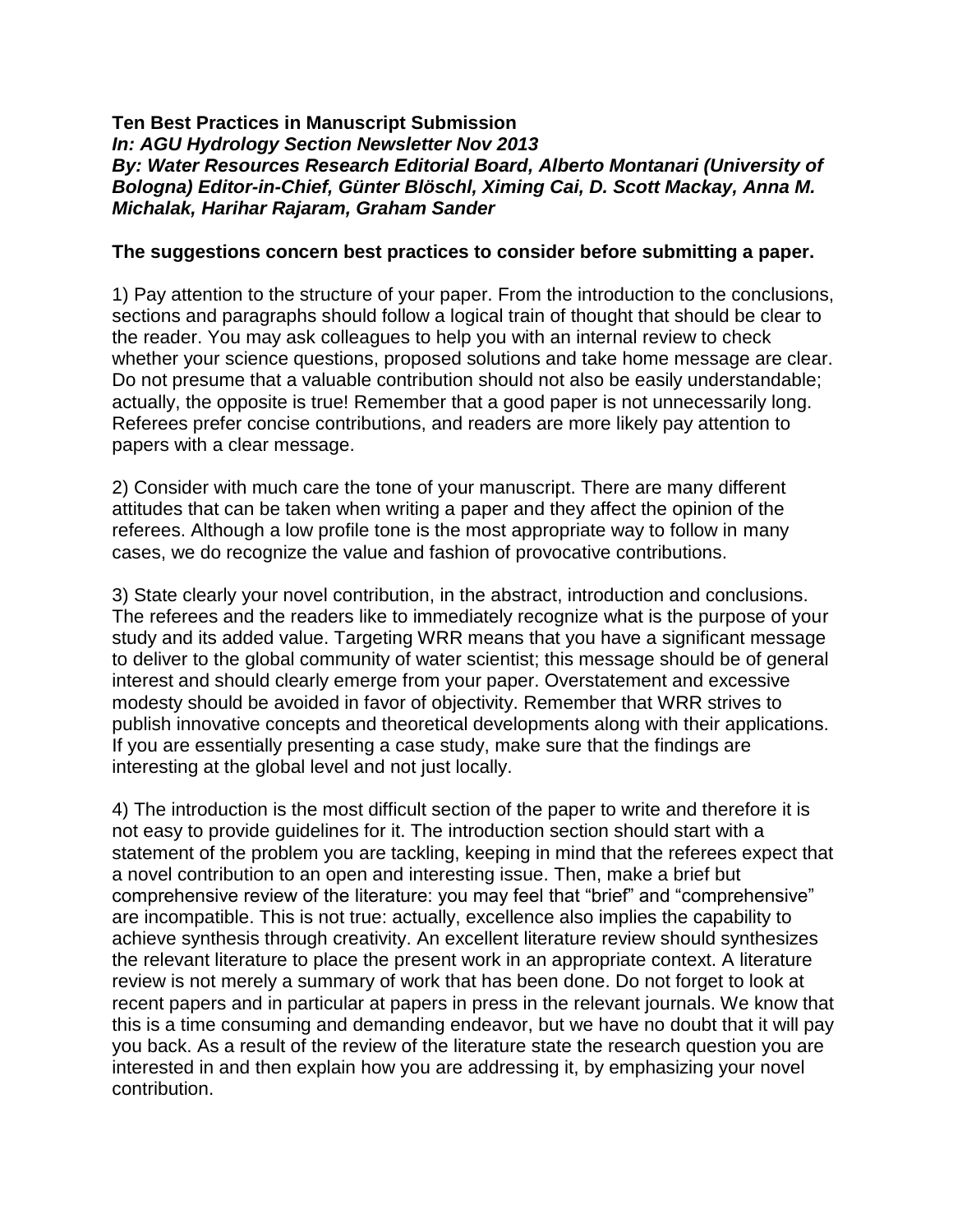**Ten Best Practices in Manuscript Submission**
***In: AGU Hydrology Section Newsletter Nov 2013***
***By: Water Resources Research Editorial Board, Alberto Montanari (University of Bologna) Editor-in-Chief, Günter Blöschl, Ximing Cai, D. Scott Mackay, Anna M. Michalak, Harihar Rajaram, Graham Sander***

**The suggestions concern best practices to consider before submitting a paper.**

1) Pay attention to the structure of your paper. From the introduction to the conclusions, sections and paragraphs should follow a logical train of thought that should be clear to the reader. You may ask colleagues to help you with an internal review to check whether your science questions, proposed solutions and take home message are clear. Do not presume that a valuable contribution should not also be easily understandable; actually, the opposite is true! Remember that a good paper is not unnecessarily long. Referees prefer concise contributions, and readers are more likely pay attention to papers with a clear message.

2) Consider with much care the tone of your manuscript. There are many different attitudes that can be taken when writing a paper and they affect the opinion of the referees. Although a low profile tone is the most appropriate way to follow in many cases, we do recognize the value and fashion of provocative contributions.

3) State clearly your novel contribution, in the abstract, introduction and conclusions. The referees and the readers like to immediately recognize what is the purpose of your study and its added value. Targeting WRR means that you have a significant message to deliver to the global community of water scientist; this message should be of general interest and should clearly emerge from your paper. Overstatement and excessive modesty should be avoided in favor of objectivity. Remember that WRR strives to publish innovative concepts and theoretical developments along with their applications. If you are essentially presenting a case study, make sure that the findings are interesting at the global level and not just locally.

4) The introduction is the most difficult section of the paper to write and therefore it is not easy to provide guidelines for it. The introduction section should start with a statement of the problem you are tackling, keeping in mind that the referees expect that a novel contribution to an open and interesting issue. Then, make a brief but comprehensive review of the literature: you may feel that "brief" and "comprehensive" are incompatible. This is not true: actually, excellence also implies the capability to achieve synthesis through creativity. An excellent literature review should synthesizes the relevant literature to place the present work in an appropriate context. A literature review is not merely a summary of work that has been done. Do not forget to look at recent papers and in particular at papers in press in the relevant journals. We know that this is a time consuming and demanding endeavor, but we have no doubt that it will pay you back. As a result of the review of the literature state the research question you are interested in and then explain how you are addressing it, by emphasizing your novel contribution.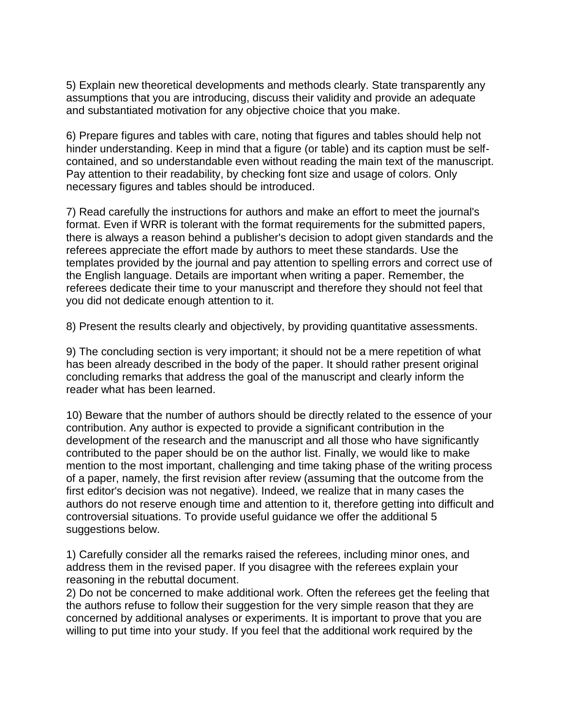5) Explain new theoretical developments and methods clearly. State transparently any assumptions that you are introducing, discuss their validity and provide an adequate and substantiated motivation for any objective choice that you make.

6) Prepare figures and tables with care, noting that figures and tables should help not hinder understanding. Keep in mind that a figure (or table) and its caption must be self-contained, and so understandable even without reading the main text of the manuscript. Pay attention to their readability, by checking font size and usage of colors. Only necessary figures and tables should be introduced.

7) Read carefully the instructions for authors and make an effort to meet the journal's format. Even if WRR is tolerant with the format requirements for the submitted papers, there is always a reason behind a publisher's decision to adopt given standards and the referees appreciate the effort made by authors to meet these standards. Use the templates provided by the journal and pay attention to spelling errors and correct use of the English language. Details are important when writing a paper. Remember, the referees dedicate their time to your manuscript and therefore they should not feel that you did not dedicate enough attention to it.

8) Present the results clearly and objectively, by providing quantitative assessments.

9) The concluding section is very important; it should not be a mere repetition of what has been already described in the body of the paper. It should rather present original concluding remarks that address the goal of the manuscript and clearly inform the reader what has been learned.

10) Beware that the number of authors should be directly related to the essence of your contribution. Any author is expected to provide a significant contribution in the development of the research and the manuscript and all those who have significantly contributed to the paper should be on the author list. Finally, we would like to make mention to the most important, challenging and time taking phase of the writing process of a paper, namely, the first revision after review (assuming that the outcome from the first editor's decision was not negative). Indeed, we realize that in many cases the authors do not reserve enough time and attention to it, therefore getting into difficult and controversial situations. To provide useful guidance we offer the additional 5 suggestions below.

1) Carefully consider all the remarks raised the referees, including minor ones, and address them in the revised paper. If you disagree with the referees explain your reasoning in the rebuttal document.

2) Do not be concerned to make additional work. Often the referees get the feeling that the authors refuse to follow their suggestion for the very simple reason that they are concerned by additional analyses or experiments. It is important to prove that you are willing to put time into your study. If you feel that the additional work required by the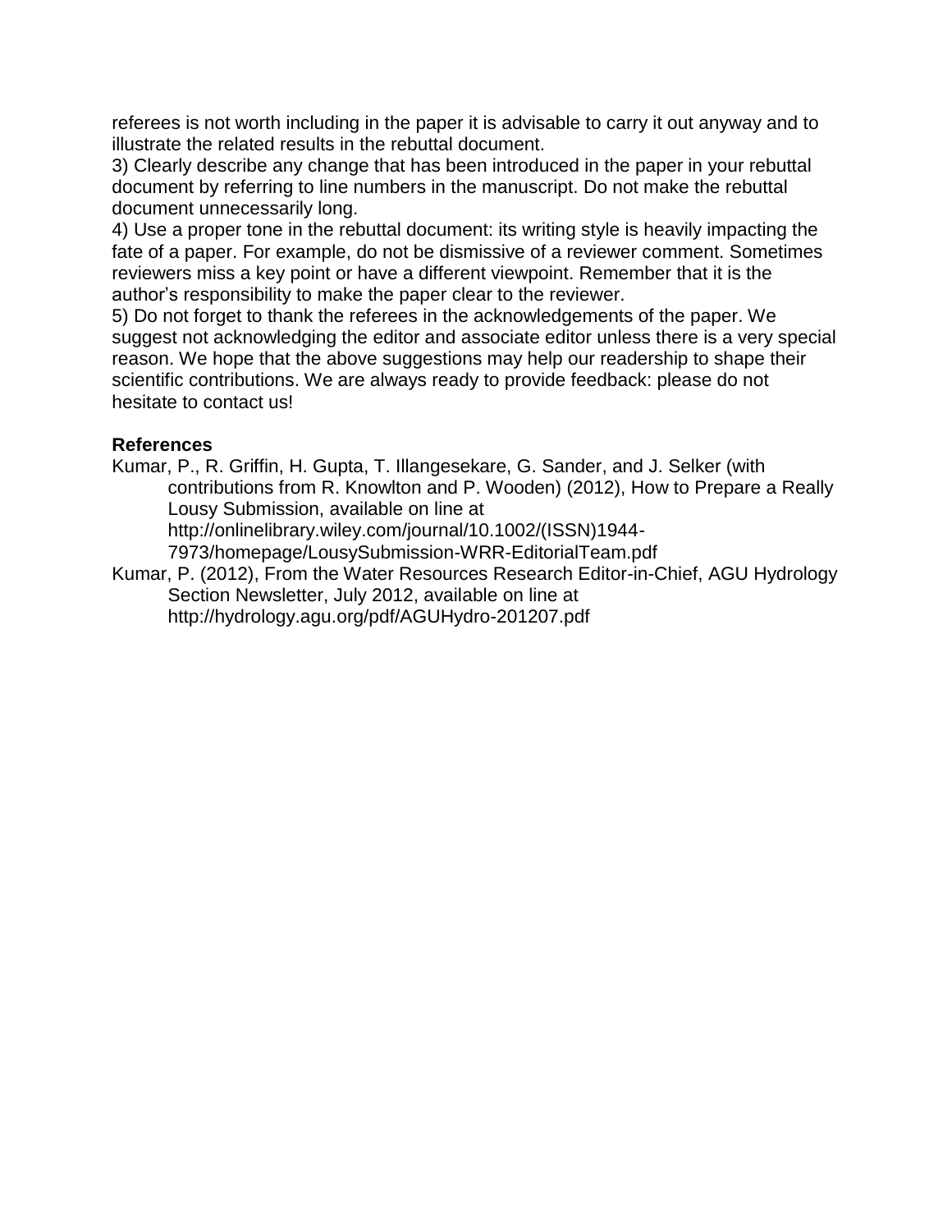referees is not worth including in the paper it is advisable to carry it out anyway and to illustrate the related results in the rebuttal document.

3) Clearly describe any change that has been introduced in the paper in your rebuttal document by referring to line numbers in the manuscript. Do not make the rebuttal document unnecessarily long.

4) Use a proper tone in the rebuttal document: its writing style is heavily impacting the fate of a paper. For example, do not be dismissive of a reviewer comment. Sometimes reviewers miss a key point or have a different viewpoint. Remember that it is the author's responsibility to make the paper clear to the reviewer.

5) Do not forget to thank the referees in the acknowledgements of the paper. We suggest not acknowledging the editor and associate editor unless there is a very special reason. We hope that the above suggestions may help our readership to shape their scientific contributions. We are always ready to provide feedback: please do not hesitate to contact us!

**References**

Kumar, P., R. Griffin, H. Gupta, T. Illangesekare, G. Sander, and J. Selker (with contributions from R. Knowlton and P. Wooden) (2012), How to Prepare a Really Lousy Submission, available on line at http://onlinelibrary.wiley.com/journal/10.1002/(ISSN)1944-7973/homepage/LousySubmission-WRR-EditorialTeam.pdf

Kumar, P. (2012), From the Water Resources Research Editor-in-Chief, AGU Hydrology Section Newsletter, July 2012, available on line at http://hydrology.agu.org/pdf/AGUHydro-201207.pdf